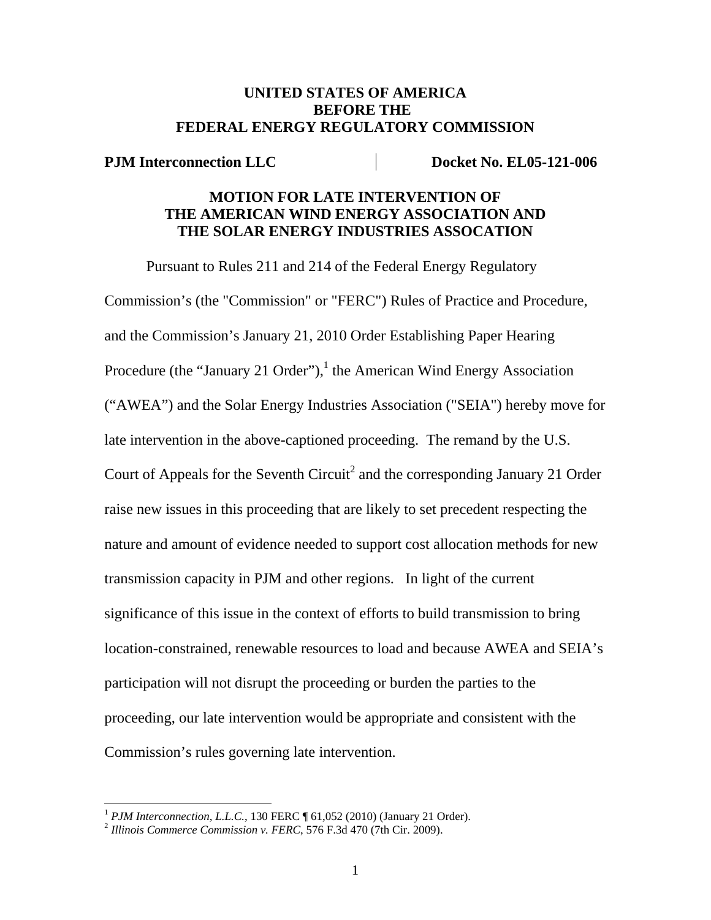**UNITED STATES OF AMERICA**
**BEFORE THE**
**FEDERAL ENERGY REGULATORY COMMISSION**

**PJM Interconnection LLC** | **Docket No. EL05-121-006**

## MOTION FOR LATE INTERVENTION OF THE AMERICAN WIND ENERGY ASSOCIATION AND THE SOLAR ENERGY INDUSTRIES ASSOCATION

Pursuant to Rules 211 and 214 of the Federal Energy Regulatory Commission's (the "Commission" or "FERC") Rules of Practice and Procedure, and the Commission's January 21, 2010 Order Establishing Paper Hearing Procedure (the "January 21 Order"),[1] the American Wind Energy Association ("AWEA") and the Solar Energy Industries Association ("SEIA") hereby move for late intervention in the above-captioned proceeding. The remand by the U.S. Court of Appeals for the Seventh Circuit[2] and the corresponding January 21 Order raise new issues in this proceeding that are likely to set precedent respecting the nature and amount of evidence needed to support cost allocation methods for new transmission capacity in PJM and other regions. In light of the current significance of this issue in the context of efforts to build transmission to bring location-constrained, renewable resources to load and because AWEA and SEIA's participation will not disrupt the proceeding or burden the parties to the proceeding, our late intervention would be appropriate and consistent with the Commission's rules governing late intervention.

---

[1] *PJM Interconnection, L.L.C.*, 130 FERC ¶ 61,052 (2010) (January 21 Order).

[2] *Illinois Commerce Commission v. FERC*, 576 F.3d 470 (7th Cir. 2009).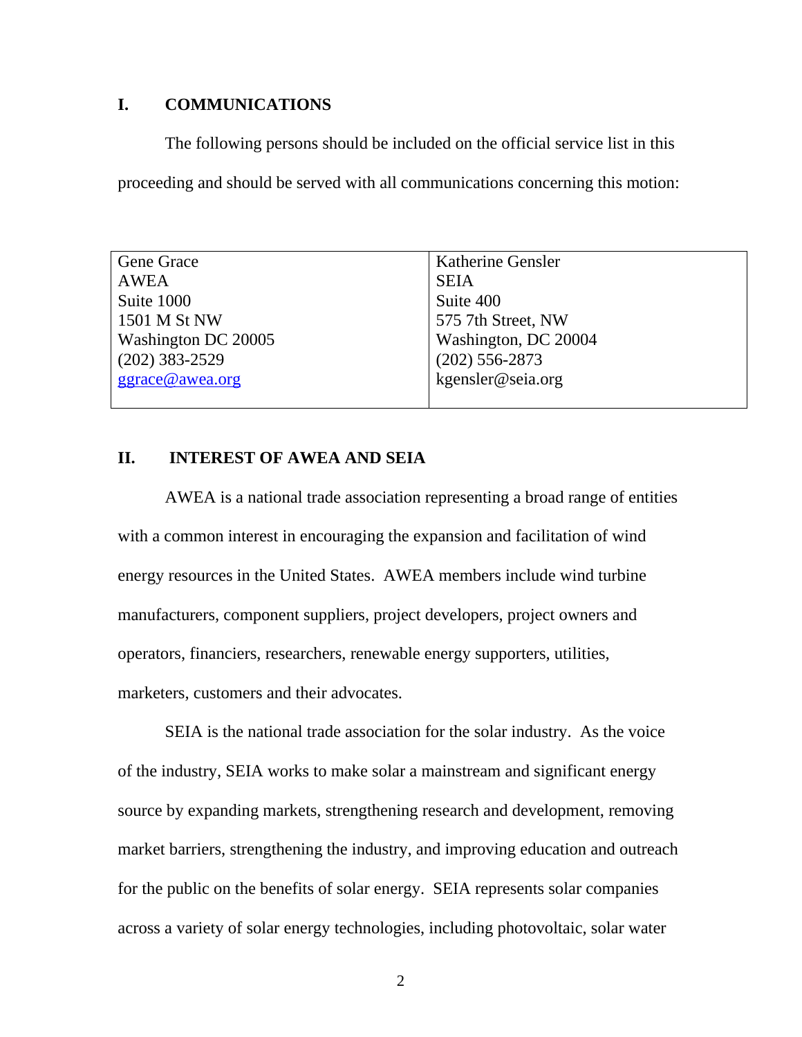## I. COMMUNICATIONS

The following persons should be included on the official service list in this proceeding and should be served with all communications concerning this motion:

| | |
|---|---|
| Gene Grace<br>AWEA<br>Suite 1000<br>1501 M St NW<br>Washington DC 20005<br>(202) 383-2529<br>ggrace@awea.org | Katherine Gensler<br>SEIA<br>Suite 400<br>575 7th Street, NW<br>Washington, DC 20004<br>(202) 556-2873<br>kgensler@seia.org |

## II. INTEREST OF AWEA AND SEIA

AWEA is a national trade association representing a broad range of entities with a common interest in encouraging the expansion and facilitation of wind energy resources in the United States. AWEA members include wind turbine manufacturers, component suppliers, project developers, project owners and operators, financiers, researchers, renewable energy supporters, utilities, marketers, customers and their advocates.

SEIA is the national trade association for the solar industry. As the voice of the industry, SEIA works to make solar a mainstream and significant energy source by expanding markets, strengthening research and development, removing market barriers, strengthening the industry, and improving education and outreach for the public on the benefits of solar energy. SEIA represents solar companies across a variety of solar energy technologies, including photovoltaic, solar water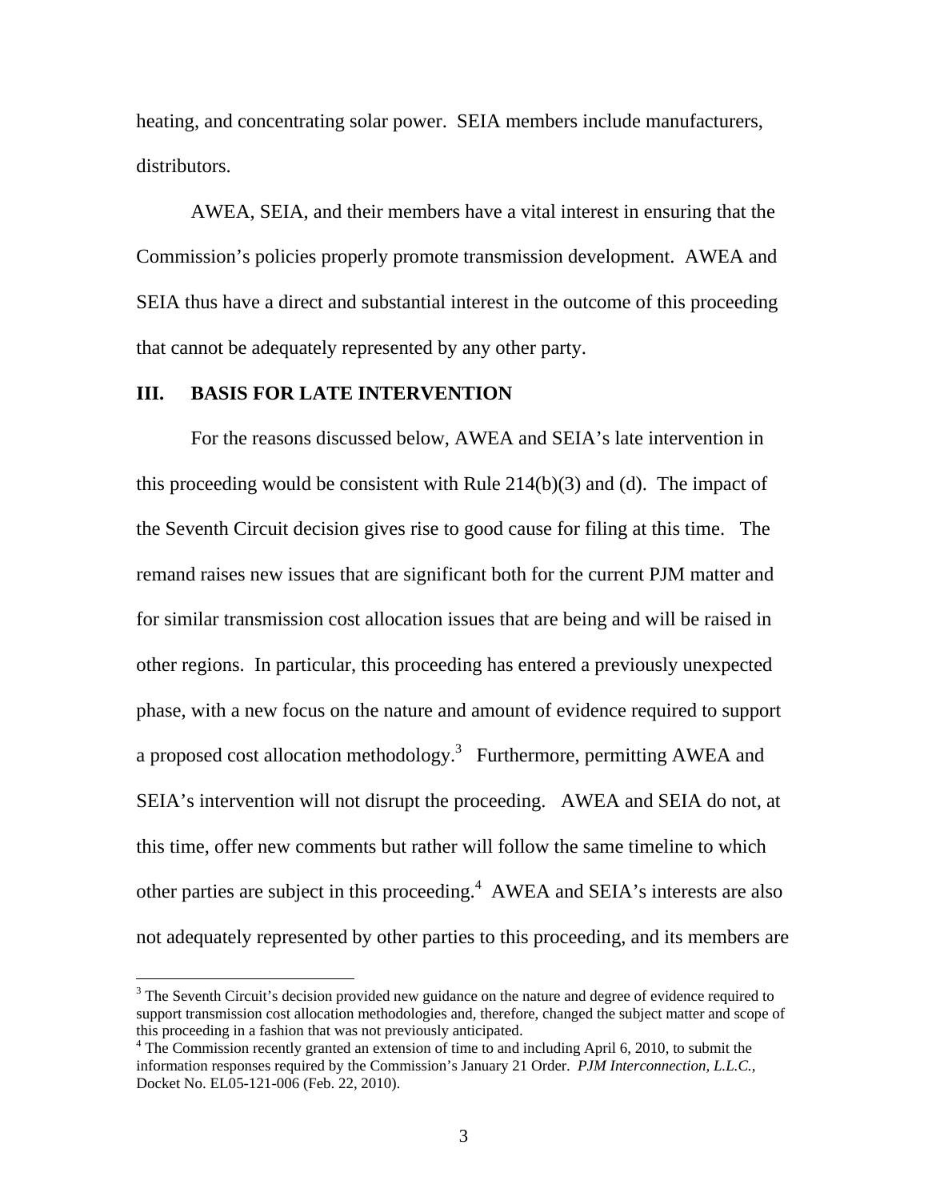heating, and concentrating solar power. SEIA members include manufacturers, distributors.

AWEA, SEIA, and their members have a vital interest in ensuring that the Commission's policies properly promote transmission development. AWEA and SEIA thus have a direct and substantial interest in the outcome of this proceeding that cannot be adequately represented by any other party.

## III. BASIS FOR LATE INTERVENTION

For the reasons discussed below, AWEA and SEIA's late intervention in this proceeding would be consistent with Rule 214(b)(3) and (d). The impact of the Seventh Circuit decision gives rise to good cause for filing at this time. The remand raises new issues that are significant both for the current PJM matter and for similar transmission cost allocation issues that are being and will be raised in other regions. In particular, this proceeding has entered a previously unexpected phase, with a new focus on the nature and amount of evidence required to support a proposed cost allocation methodology.[3] Furthermore, permitting AWEA and SEIA's intervention will not disrupt the proceeding. AWEA and SEIA do not, at this time, offer new comments but rather will follow the same timeline to which other parties are subject in this proceeding.[4] AWEA and SEIA's interests are also not adequately represented by other parties to this proceeding, and its members are

---

[3] The Seventh Circuit's decision provided new guidance on the nature and degree of evidence required to support transmission cost allocation methodologies and, therefore, changed the subject matter and scope of this proceeding in a fashion that was not previously anticipated.

[4] The Commission recently granted an extension of time to and including April 6, 2010, to submit the information responses required by the Commission's January 21 Order. *PJM Interconnection, L.L.C.*, Docket No. EL05-121-006 (Feb. 22, 2010).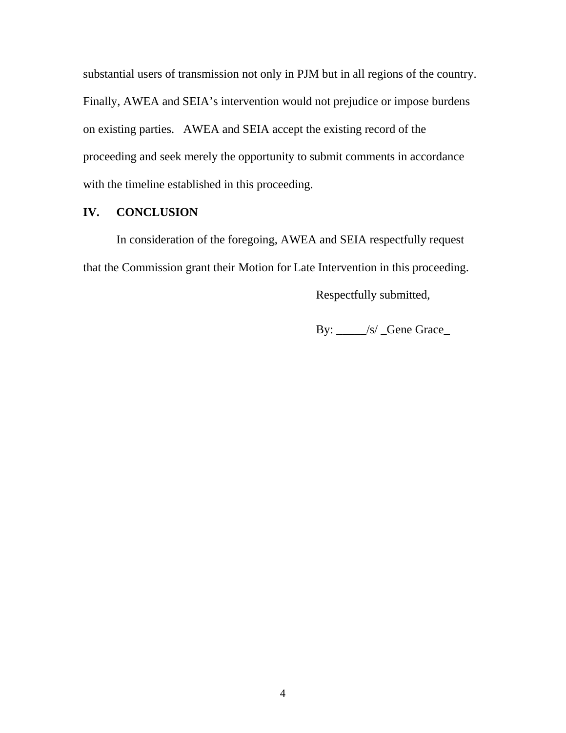substantial users of transmission not only in PJM but in all regions of the country. Finally, AWEA and SEIA's intervention would not prejudice or impose burdens on existing parties. AWEA and SEIA accept the existing record of the proceeding and seek merely the opportunity to submit comments in accordance with the timeline established in this proceeding.

## IV. CONCLUSION

In consideration of the foregoing, AWEA and SEIA respectfully request that the Commission grant their Motion for Late Intervention in this proceeding.

Respectfully submitted,

By: _____/s/ _Gene Grace_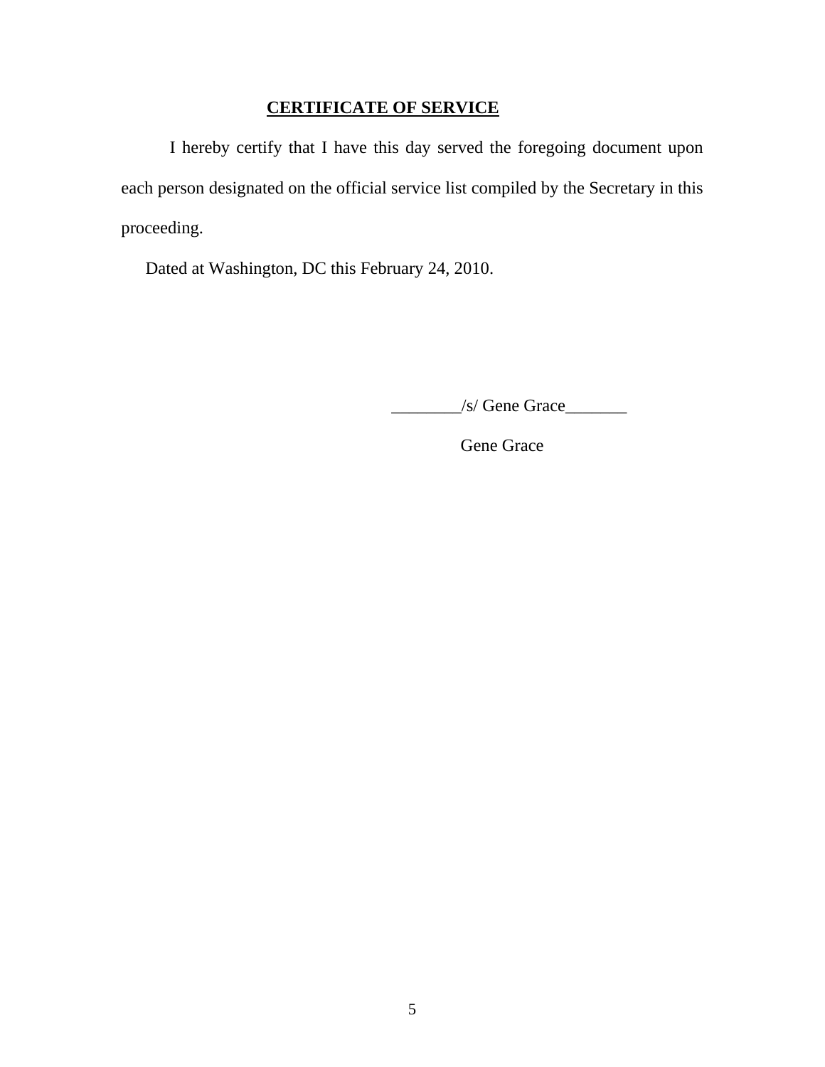## CERTIFICATE OF SERVICE

I hereby certify that I have this day served the foregoing document upon each person designated on the official service list compiled by the Secretary in this proceeding.

Dated at Washington, DC this February 24, 2010.

________/s/ Gene Grace_______

Gene Grace